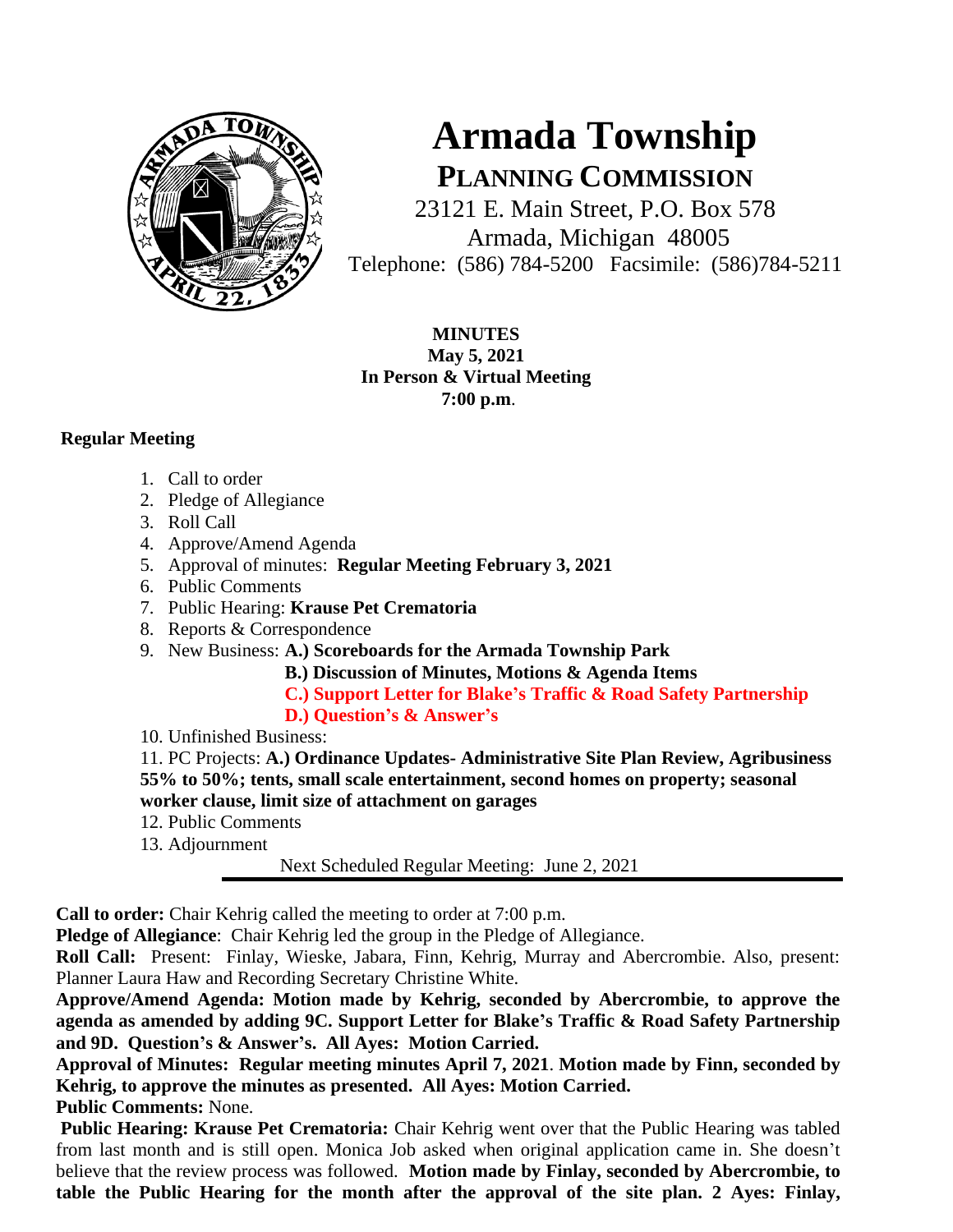# Armada Township

## PLANNING COMMISSION

23121 E. Main Street, P.O. Box 578
Armada, Michigan 48005
Telephone: (586) 784-5200 Facsimile: (586)784-5211

**MINUTES**
**May 5, 2021**
**In Person & Virtual Meeting**
**7:00 p.m**.

**Regular Meeting**

1. Call to order
2. Pledge of Allegiance
3. Roll Call
4. Approve/Amend Agenda
5. Approval of minutes: **Regular Meeting February 3, 2021**
6. Public Comments
7. Public Hearing: **Krause Pet Crematoria**
8. Reports & Correspondence
9. New Business: **A.) Scoreboards for the Armada Township Park**
   **B.) Discussion of Minutes, Motions & Agenda Items**
   **C.) Support Letter for Blake's Traffic & Road Safety Partnership**
   **D.) Question's & Answer's**
10. Unfinished Business:
11. PC Projects: **A.) Ordinance Updates- Administrative Site Plan Review, Agribusiness 55% to 50%; tents, small scale entertainment, second homes on property; seasonal worker clause, limit size of attachment on garages**
12. Public Comments
13. Adjournment

Next Scheduled Regular Meeting: June 2, 2021

---

**Call to order:** Chair Kehrig called the meeting to order at 7:00 p.m.
**Pledge of Allegiance**: Chair Kehrig led the group in the Pledge of Allegiance.
**Roll Call:** Present: Finlay, Wieske, Jabara, Finn, Kehrig, Murray and Abercrombie. Also, present: Planner Laura Haw and Recording Secretary Christine White.
**Approve/Amend Agenda: Motion made by Kehrig, seconded by Abercrombie, to approve the agenda as amended by adding 9C. Support Letter for Blake's Traffic & Road Safety Partnership and 9D. Question's & Answer's. All Ayes: Motion Carried.**
**Approval of Minutes: Regular meeting minutes April 7, 2021**. **Motion made by Finn, seconded by Kehrig, to approve the minutes as presented. All Ayes: Motion Carried.**
**Public Comments:** None.
**Public Hearing: Krause Pet Crematoria:** Chair Kehrig went over that the Public Hearing was tabled from last month and is still open. Monica Job asked when original application came in. She doesn't believe that the review process was followed. **Motion made by Finlay, seconded by Abercrombie, to table the Public Hearing for the month after the approval of the site plan. 2 Ayes: Finlay,**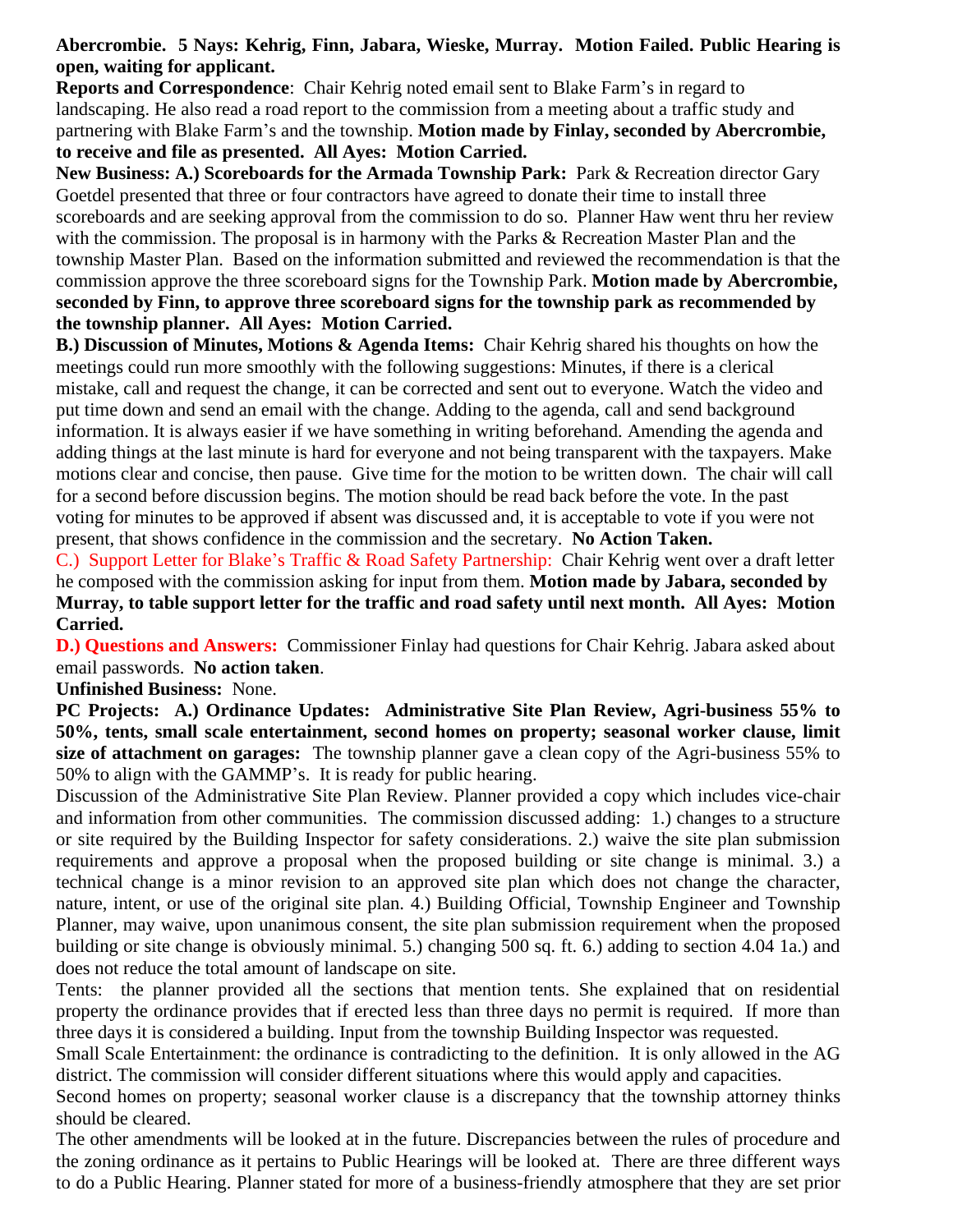**Abercrombie. 5 Nays: Kehrig, Finn, Jabara, Wieske, Murray. Motion Failed. Public Hearing is open, waiting for applicant.**

**Reports and Correspondence**: Chair Kehrig noted email sent to Blake Farm's in regard to landscaping. He also read a road report to the commission from a meeting about a traffic study and partnering with Blake Farm's and the township. **Motion made by Finlay, seconded by Abercrombie, to receive and file as presented. All Ayes: Motion Carried.**

**New Business: A.) Scoreboards for the Armada Township Park:** Park & Recreation director Gary Goetdel presented that three or four contractors have agreed to donate their time to install three scoreboards and are seeking approval from the commission to do so. Planner Haw went thru her review with the commission. The proposal is in harmony with the Parks & Recreation Master Plan and the township Master Plan. Based on the information submitted and reviewed the recommendation is that the commission approve the three scoreboard signs for the Township Park. **Motion made by Abercrombie, seconded by Finn, to approve three scoreboard signs for the township park as recommended by the township planner. All Ayes: Motion Carried.**

**B.) Discussion of Minutes, Motions & Agenda Items:** Chair Kehrig shared his thoughts on how the meetings could run more smoothly with the following suggestions: Minutes, if there is a clerical mistake, call and request the change, it can be corrected and sent out to everyone. Watch the video and put time down and send an email with the change. Adding to the agenda, call and send background information. It is always easier if we have something in writing beforehand. Amending the agenda and adding things at the last minute is hard for everyone and not being transparent with the taxpayers. Make motions clear and concise, then pause. Give time for the motion to be written down. The chair will call for a second before discussion begins. The motion should be read back before the vote. In the past voting for minutes to be approved if absent was discussed and, it is acceptable to vote if you were not present, that shows confidence in the commission and the secretary. **No Action Taken.**

C.) Support Letter for Blake's Traffic & Road Safety Partnership: Chair Kehrig went over a draft letter he composed with the commission asking for input from them. **Motion made by Jabara, seconded by Murray, to table support letter for the traffic and road safety until next month. All Ayes: Motion Carried.**

**D.) Questions and Answers:** Commissioner Finlay had questions for Chair Kehrig. Jabara asked about email passwords. **No action taken**.

**Unfinished Business:** None.

**PC Projects: A.) Ordinance Updates: Administrative Site Plan Review, Agri-business 55% to 50%, tents, small scale entertainment, second homes on property; seasonal worker clause, limit size of attachment on garages:** The township planner gave a clean copy of the Agri-business 55% to 50% to align with the GAMMP's. It is ready for public hearing.

Discussion of the Administrative Site Plan Review. Planner provided a copy which includes vice-chair and information from other communities. The commission discussed adding: 1.) changes to a structure or site required by the Building Inspector for safety considerations. 2.) waive the site plan submission requirements and approve a proposal when the proposed building or site change is minimal. 3.) a technical change is a minor revision to an approved site plan which does not change the character, nature, intent, or use of the original site plan. 4.) Building Official, Township Engineer and Township Planner, may waive, upon unanimous consent, the site plan submission requirement when the proposed building or site change is obviously minimal. 5.) changing 500 sq. ft. 6.) adding to section 4.04 1a.) and does not reduce the total amount of landscape on site.

Tents: the planner provided all the sections that mention tents. She explained that on residential property the ordinance provides that if erected less than three days no permit is required. If more than three days it is considered a building. Input from the township Building Inspector was requested.

Small Scale Entertainment: the ordinance is contradicting to the definition. It is only allowed in the AG district. The commission will consider different situations where this would apply and capacities.

Second homes on property; seasonal worker clause is a discrepancy that the township attorney thinks should be cleared.

The other amendments will be looked at in the future. Discrepancies between the rules of procedure and the zoning ordinance as it pertains to Public Hearings will be looked at. There are three different ways to do a Public Hearing. Planner stated for more of a business-friendly atmosphere that they are set prior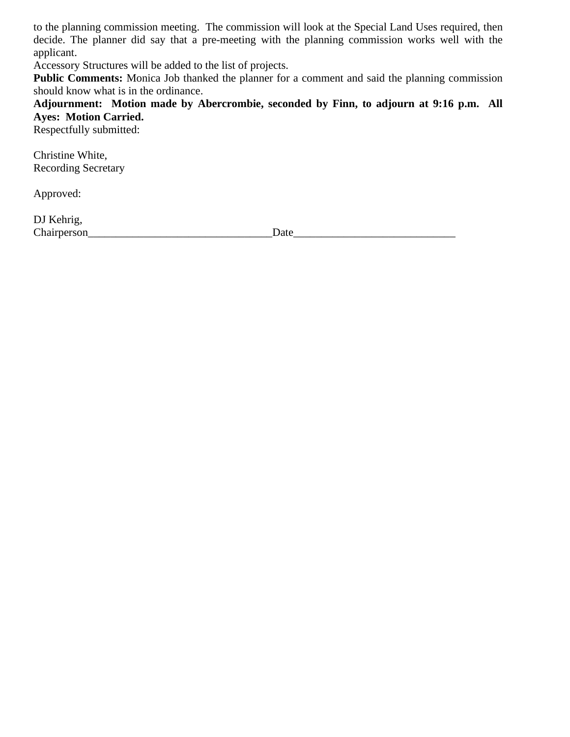to the planning commission meeting. The commission will look at the Special Land Uses required, then decide. The planner did say that a pre-meeting with the planning commission works well with the applicant.

Accessory Structures will be added to the list of projects.

**Public Comments:** Monica Job thanked the planner for a comment and said the planning commission should know what is in the ordinance.

**Adjournment: Motion made by Abercrombie, seconded by Finn, to adjourn at 9:16 p.m. All Ayes: Motion Carried.**

Respectfully submitted:

Christine White,
Recording Secretary

Approved:

DJ Kehrig,
Chairperson_________________________________Date_____________________________